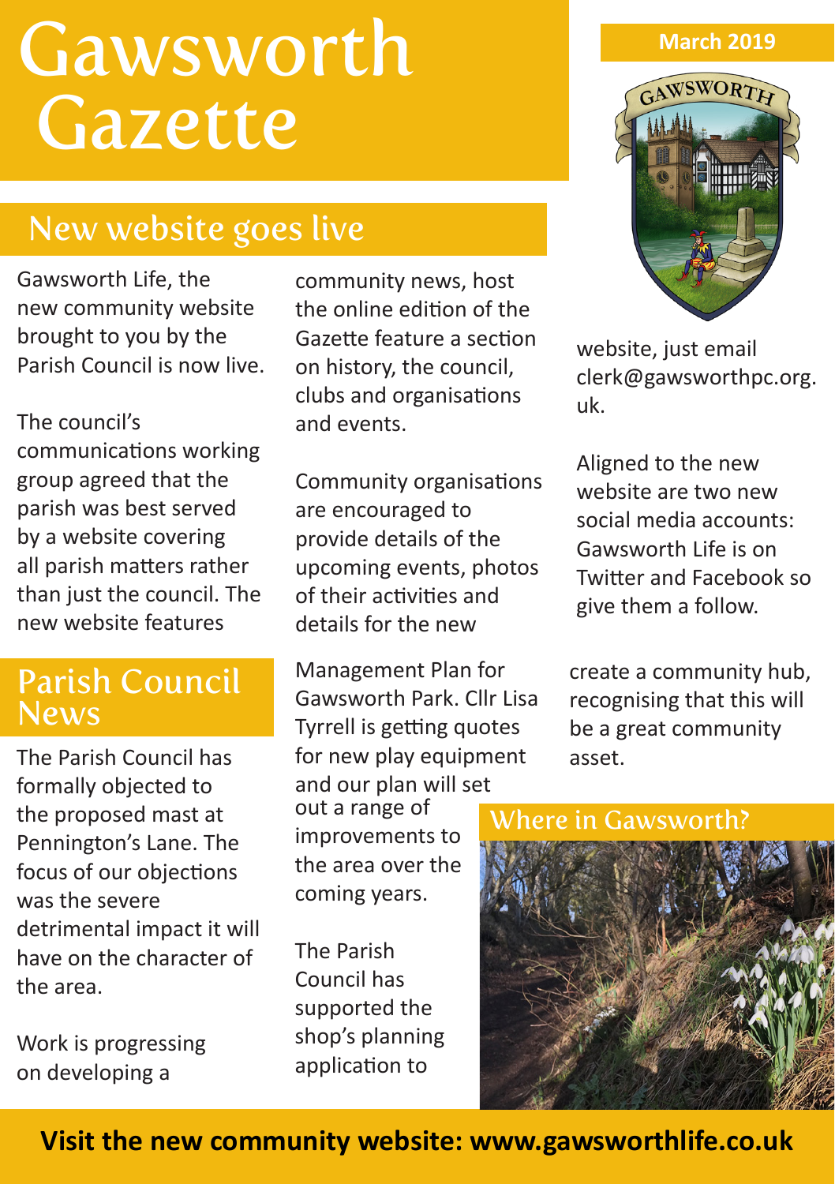# Gawsworth Gazette

March 2019

## New website goes live

Gawsworth Life, the new community website brought to you by the Parish Council is now live.

The council's communications working group agreed that the parish was best served by a website covering all parish matters rather than just the council. The new website features community news, host the online edition of the Gazette feature a section on history, the council, clubs and organisations and events.

Community organisations are encouraged to provide details of the upcoming events, photos of their activities and details for the new website, just email clerk@gawsworthpc.org.uk.

Aligned to the new website are two new social media accounts: Gawsworth Life is on Twitter and Facebook so give them a follow.

## Parish Council News

The Parish Council has formally objected to the proposed mast at Pennington's Lane. The focus of our objections was the severe detrimental impact it will have on the character of the area.

Work is progressing on developing a Management Plan for Gawsworth Park. Cllr Lisa Tyrrell is getting quotes for new play equipment and our plan will set out a range of improvements to the area over the coming years.

The Parish Council has supported the shop's planning application to create a community hub, recognising that this will be a great community asset.

## Where in Gawsworth?

**Visit the new community website: www.gawsworthlife.co.uk**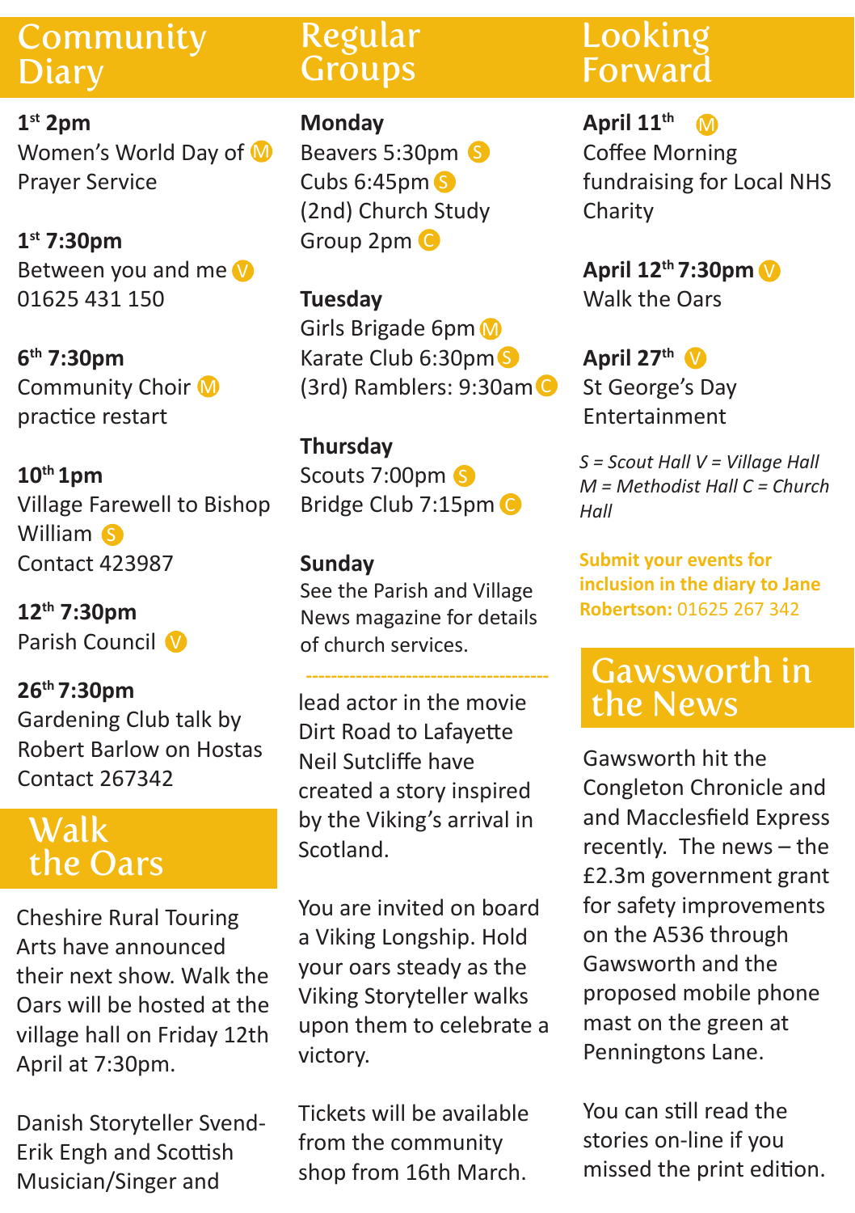## Community Diary

**1st 2pm**
Women's World Day of Prayer Service (M)

**1st 7:30pm**
Between you and me (V)
01625 431 150

**6th 7:30pm**
Community Choir (M) practice restart

**10th 1pm**
Village Farewell to Bishop William (S)
Contact 423987

**12th 7:30pm**
Parish Council (V)

**26th 7:30pm**
Gardening Club talk by Robert Barlow on Hostas
Contact 267342

## Walk the Oars

Cheshire Rural Touring Arts have announced their next show. Walk the Oars will be hosted at the village hall on Friday 12th April at 7:30pm.

Danish Storyteller Svend-Erik Engh and Scottish Musician/Singer and lead actor in the movie Dirt Road to Lafayette Neil Sutcliffe have created a story inspired by the Viking's arrival in Scotland.

You are invited on board a Viking Longship. Hold your oars steady as the Viking Storyteller walks upon them to celebrate a victory.

Tickets will be available from the community shop from 16th March.

## Regular Groups

**Monday**
Beavers 5:30pm (S)
Cubs 6:45pm (S)
(2nd) Church Study Group 2pm (C)

**Tuesday**
Girls Brigade 6pm (M)
Karate Club 6:30pm (S)
(3rd) Ramblers: 9:30am (C)

**Thursday**
Scouts 7:00pm (S)
Bridge Club 7:15pm (C)

**Sunday**
See the Parish and Village News magazine for details of church services.

## Looking Forward

**April 11th** (M)
Coffee Morning fundraising for Local NHS Charity

**April 12th 7:30pm** (V)
Walk the Oars

**April 27th** (V)
St George's Day Entertainment

*S = Scout Hall V = Village Hall M = Methodist Hall C = Church Hall*

**Submit your events for inclusion in the diary to Jane Robertson:** 01625 267 342

## Gawsworth in the News

Gawsworth hit the Congleton Chronicle and and Macclesfield Express recently. The news – the £2.3m government grant for safety improvements on the A536 through Gawsworth and the proposed mobile phone mast on the green at Penningtons Lane.

You can still read the stories on-line if you missed the print edition.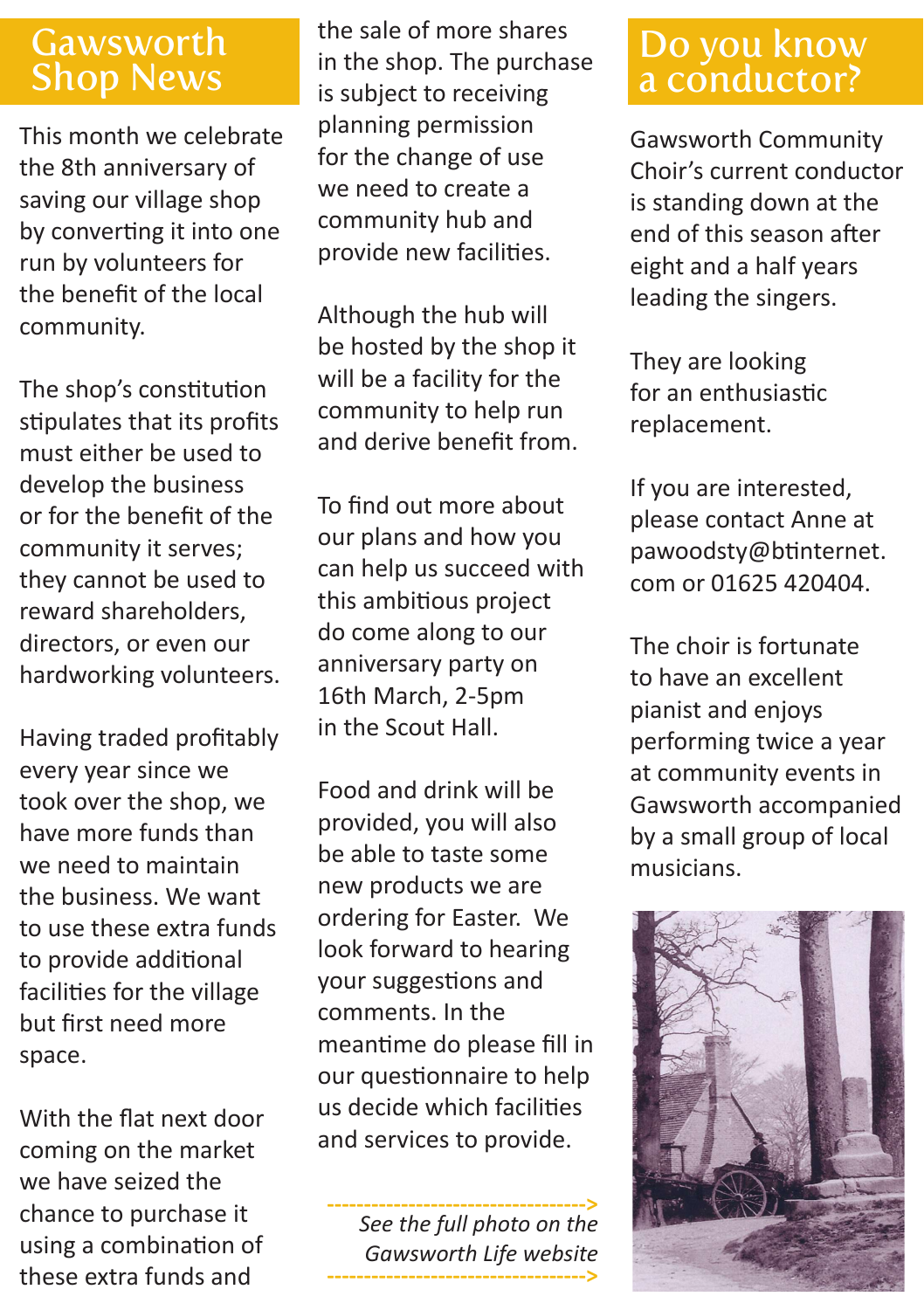# Gawsworth Shop News

This month we celebrate the 8th anniversary of saving our village shop by converting it into one run by volunteers for the benefit of the local community.

The shop's constitution stipulates that its profits must either be used to develop the business or for the benefit of the community it serves; they cannot be used to reward shareholders, directors, or even our hardworking volunteers.

Having traded profitably every year since we took over the shop, we have more funds than we need to maintain the business. We want to use these extra funds to provide additional facilities for the village but first need more space.

With the flat next door coming on the market we have seized the chance to purchase it using a combination of these extra funds and the sale of more shares in the shop. The purchase is subject to receiving planning permission for the change of use we need to create a community hub and provide new facilities.

Although the hub will be hosted by the shop it will be a facility for the community to help run and derive benefit from.

To find out more about our plans and how you can help us succeed with this ambitious project do come along to our anniversary party on 16th March, 2-5pm in the Scout Hall.

Food and drink will be provided, you will also be able to taste some new products we are ordering for Easter. We look forward to hearing your suggestions and comments. In the meantime do please fill in our questionnaire to help us decide which facilities and services to provide.

*See the full photo on the Gawsworth Life website*

# Do you know a conductor?

Gawsworth Community Choir's current conductor is standing down at the end of this season after eight and a half years leading the singers.

They are looking for an enthusiastic replacement.

If you are interested, please contact Anne at pawoodsty@btinternet.com or 01625 420404.

The choir is fortunate to have an excellent pianist and enjoys performing twice a year at community events in Gawsworth accompanied by a small group of local musicians.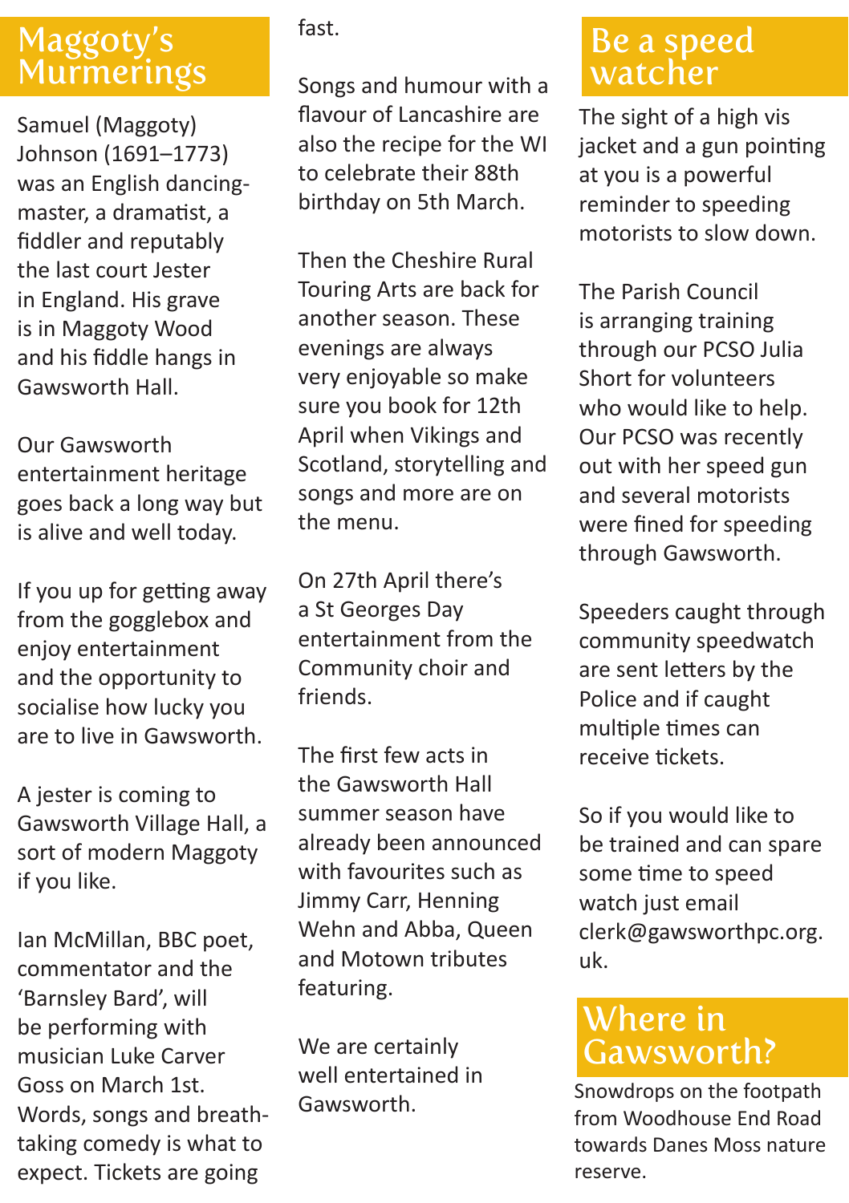## Maggoty's Murmerings

Samuel (Maggoty) Johnson (1691–1773) was an English dancing-master, a dramatist, a fiddler and reputably the last court Jester in England. His grave is in Maggoty Wood and his fiddle hangs in Gawsworth Hall.

Our Gawsworth entertainment heritage goes back a long way but is alive and well today.

If you up for getting away from the gogglebox and enjoy entertainment and the opportunity to socialise how lucky you are to live in Gawsworth.

A jester is coming to Gawsworth Village Hall, a sort of modern Maggoty if you like.

Ian McMillan, BBC poet, commentator and the 'Barnsley Bard', will be performing with musician Luke Carver Goss on March 1st. Words, songs and breath-taking comedy is what to expect. Tickets are going fast.

Songs and humour with a flavour of Lancashire are also the recipe for the WI to celebrate their 88th birthday on 5th March.

Then the Cheshire Rural Touring Arts are back for another season. These evenings are always very enjoyable so make sure you book for 12th April when Vikings and Scotland, storytelling and songs and more are on the menu.

On 27th April there's a St Georges Day entertainment from the Community choir and friends.

The first few acts in the Gawsworth Hall summer season have already been announced with favourites such as Jimmy Carr, Henning Wehn and Abba, Queen and Motown tributes featuring.

We are certainly well entertained in Gawsworth.

## Be a speed watcher

The sight of a high vis jacket and a gun pointing at you is a powerful reminder to speeding motorists to slow down.

The Parish Council is arranging training through our PCSO Julia Short for volunteers who would like to help. Our PCSO was recently out with her speed gun and several motorists were fined for speeding through Gawsworth.

Speeders caught through community speedwatch are sent letters by the Police and if caught multiple times can receive tickets.

So if you would like to be trained and can spare some time to speed watch just email clerk@gawsworthpc.org.uk.

## Where in Gawsworth?

Snowdrops on the footpath from Woodhouse End Road towards Danes Moss nature reserve.